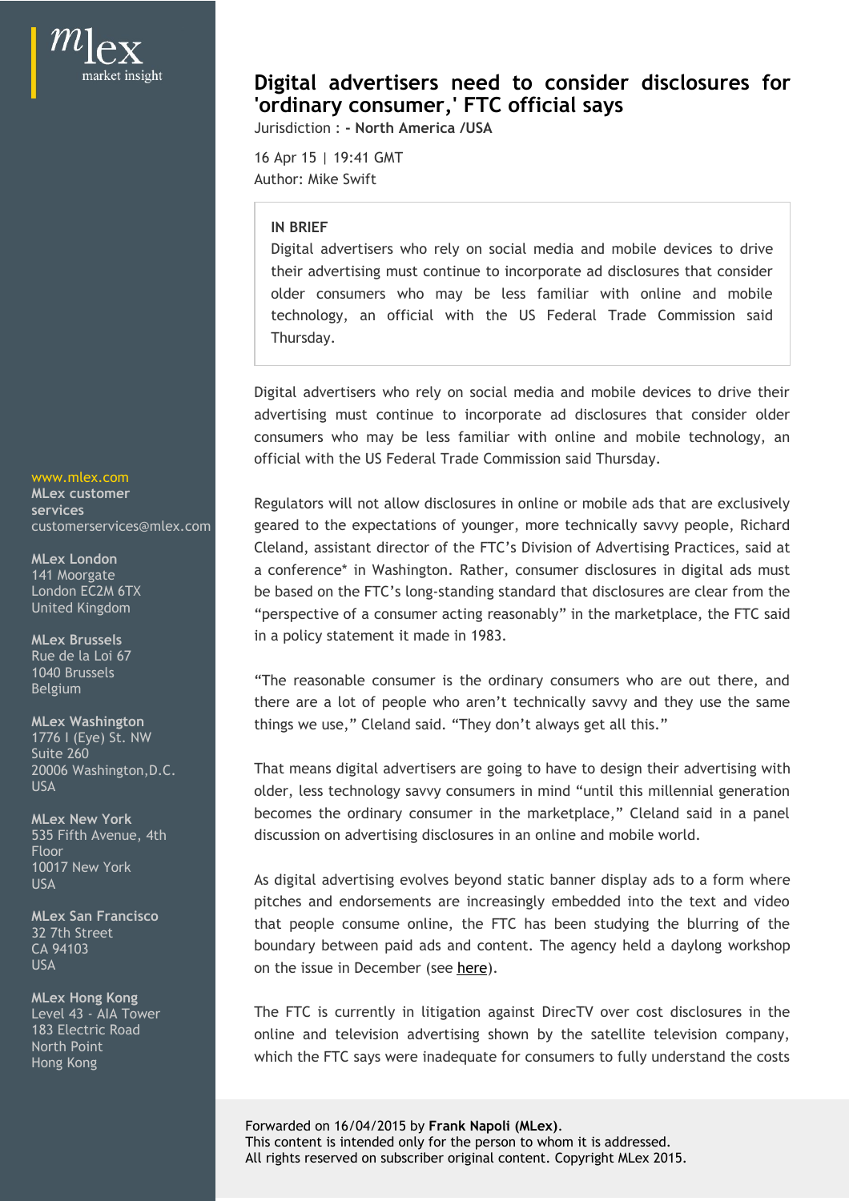# Digital advertisers need to consider disclosures for 'ordinary consumer,' FTC official says

Jurisdiction : **- North America /USA**

16 Apr 15 | 19:41 GMT

Author: Mike Swift

> **IN BRIEF**
>
> Digital advertisers who rely on social media and mobile devices to drive their advertising must continue to incorporate ad disclosures that consider older consumers who may be less familiar with online and mobile technology, an official with the US Federal Trade Commission said Thursday.

Digital advertisers who rely on social media and mobile devices to drive their advertising must continue to incorporate ad disclosures that consider older consumers who may be less familiar with online and mobile technology, an official with the US Federal Trade Commission said Thursday.

Regulators will not allow disclosures in online or mobile ads that are exclusively geared to the expectations of younger, more technically savvy people, Richard Cleland, assistant director of the FTC's Division of Advertising Practices, said at a conference* in Washington. Rather, consumer disclosures in digital ads must be based on the FTC's long-standing standard that disclosures are clear from the "perspective of a consumer acting reasonably" in the marketplace, the FTC said in a policy statement it made in 1983.

"The reasonable consumer is the ordinary consumers who are out there, and there are a lot of people who aren't technically savvy and they use the same things we use," Cleland said. "They don't always get all this."

That means digital advertisers are going to have to design their advertising with older, less technology savvy consumers in mind "until this millennial generation becomes the ordinary consumer in the marketplace," Cleland said in a panel discussion on advertising disclosures in an online and mobile world.

As digital advertising evolves beyond static banner display ads to a form where pitches and endorsements are increasingly embedded into the text and video that people consume online, the FTC has been studying the blurring of the boundary between paid ads and content. The agency held a daylong workshop on the issue in December (see here).

The FTC is currently in litigation against DirecTV over cost disclosures in the online and television advertising shown by the satellite television company, which the FTC says were inadequate for consumers to fully understand the costs

www.mlex.com
**MLex customer services**
customerservices@mlex.com

**MLex London**
141 Moorgate
London EC2M 6TX
United Kingdom

**MLex Brussels**
Rue de la Loi 67
1040 Brussels
Belgium

**MLex Washington**
1776 I (Eye) St. NW
Suite 260
20006 Washington,D.C.
USA

**MLex New York**
535 Fifth Avenue, 4th Floor
10017 New York
USA

**MLex San Francisco**
32 7th Street
CA 94103
USA

**MLex Hong Kong**
Level 43 - AIA Tower
183 Electric Road
North Point
Hong Kong

Forwarded on 16/04/2015 by **Frank Napoli (MLex)**.
This content is intended only for the person to whom it is addressed.
All rights reserved on subscriber original content. Copyright MLex 2015.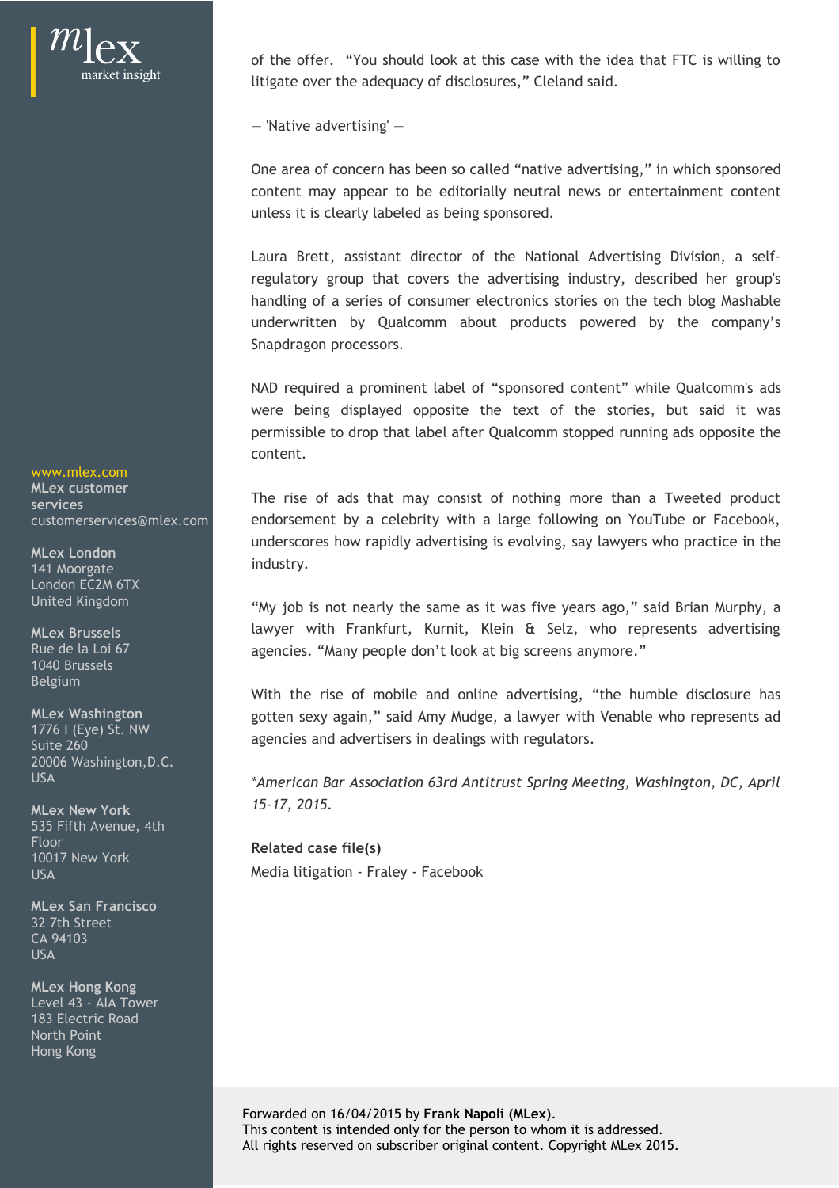of the offer. "You should look at this case with the idea that FTC is willing to litigate over the adequacy of disclosures," Cleland said.

— 'Native advertising' —

One area of concern has been so called "native advertising," in which sponsored content may appear to be editorially neutral news or entertainment content unless it is clearly labeled as being sponsored.

Laura Brett, assistant director of the National Advertising Division, a self-regulatory group that covers the advertising industry, described her group's handling of a series of consumer electronics stories on the tech blog Mashable underwritten by Qualcomm about products powered by the company's Snapdragon processors.

NAD required a prominent label of "sponsored content" while Qualcomm's ads were being displayed opposite the text of the stories, but said it was permissible to drop that label after Qualcomm stopped running ads opposite the content.

The rise of ads that may consist of nothing more than a Tweeted product endorsement by a celebrity with a large following on YouTube or Facebook, underscores how rapidly advertising is evolving, say lawyers who practice in the industry.

"My job is not nearly the same as it was five years ago," said Brian Murphy, a lawyer with Frankfurt, Kurnit, Klein & Selz, who represents advertising agencies. "Many people don't look at big screens anymore."

With the rise of mobile and online advertising, "the humble disclosure has gotten sexy again," said Amy Mudge, a lawyer with Venable who represents ad agencies and advertisers in dealings with regulators.

*\*American Bar Association 63rd Antitrust Spring Meeting, Washington, DC, April 15-17, 2015.*

**Related case file(s)**

Media litigation - Fraley - Facebook

www.mlex.com
**MLex customer services**
customerservices@mlex.com

**MLex London**
141 Moorgate
London EC2M 6TX
United Kingdom

**MLex Brussels**
Rue de la Loi 67
1040 Brussels
Belgium

**MLex Washington**
1776 I (Eye) St. NW
Suite 260
20006 Washington,D.C.
USA

**MLex New York**
535 Fifth Avenue, 4th Floor
10017 New York
USA

**MLex San Francisco**
32 7th Street
CA 94103
USA

**MLex Hong Kong**
Level 43 - AIA Tower
183 Electric Road
North Point
Hong Kong

Forwarded on 16/04/2015 by **Frank Napoli (MLex)**.
This content is intended only for the person to whom it is addressed.
All rights reserved on subscriber original content. Copyright MLex 2015.